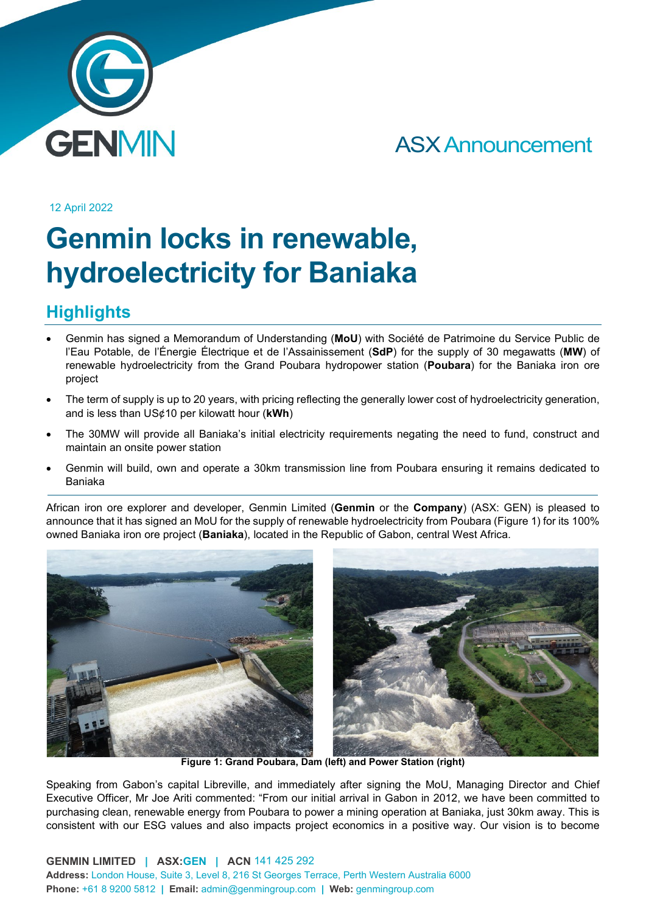ASX Announcement

12 April 2022

# Genmin locks in renewable, hydroelectricity for Baniaka

## Highlights

- Genmin has signed a Memorandum of Understanding (**MoU**) with Société de Patrimoine du Service Public de l'Eau Potable, de l'Énergie Électrique et de l'Assainissement (**SdP**) for the supply of 30 megawatts (**MW**) of renewable hydroelectricity from the Grand Poubara hydropower station (**Poubara**) for the Baniaka iron ore project
- The term of supply is up to 20 years, with pricing reflecting the generally lower cost of hydroelectricity generation, and is less than US¢10 per kilowatt hour (**kWh**)
- The 30MW will provide all Baniaka's initial electricity requirements negating the need to fund, construct and maintain an onsite power station
- Genmin will build, own and operate a 30km transmission line from Poubara ensuring it remains dedicated to Baniaka

African iron ore explorer and developer, Genmin Limited (**Genmin** or the **Company**) (ASX: GEN) is pleased to announce that it has signed an MoU for the supply of renewable hydroelectricity from Poubara (Figure 1) for its 100% owned Baniaka iron ore project (**Baniaka**), located in the Republic of Gabon, central West Africa.

**Figure 1: Grand Poubara, Dam (left) and Power Station (right)**

Speaking from Gabon's capital Libreville, and immediately after signing the MoU, Managing Director and Chief Executive Officer, Mr Joe Ariti commented: "From our initial arrival in Gabon in 2012, we have been committed to purchasing clean, renewable energy from Poubara to power a mining operation at Baniaka, just 30km away. This is consistent with our ESG values and also impacts project economics in a positive way. Our vision is to become

**GENMIN LIMITED | ASX:GEN | ACN** 141 425 292
**Address:** London House, Suite 3, Level 8, 216 St Georges Terrace, Perth Western Australia 6000
**Phone:** +61 8 9200 5812 | **Email:** admin@genmingroup.com | **Web:** genmingroup.com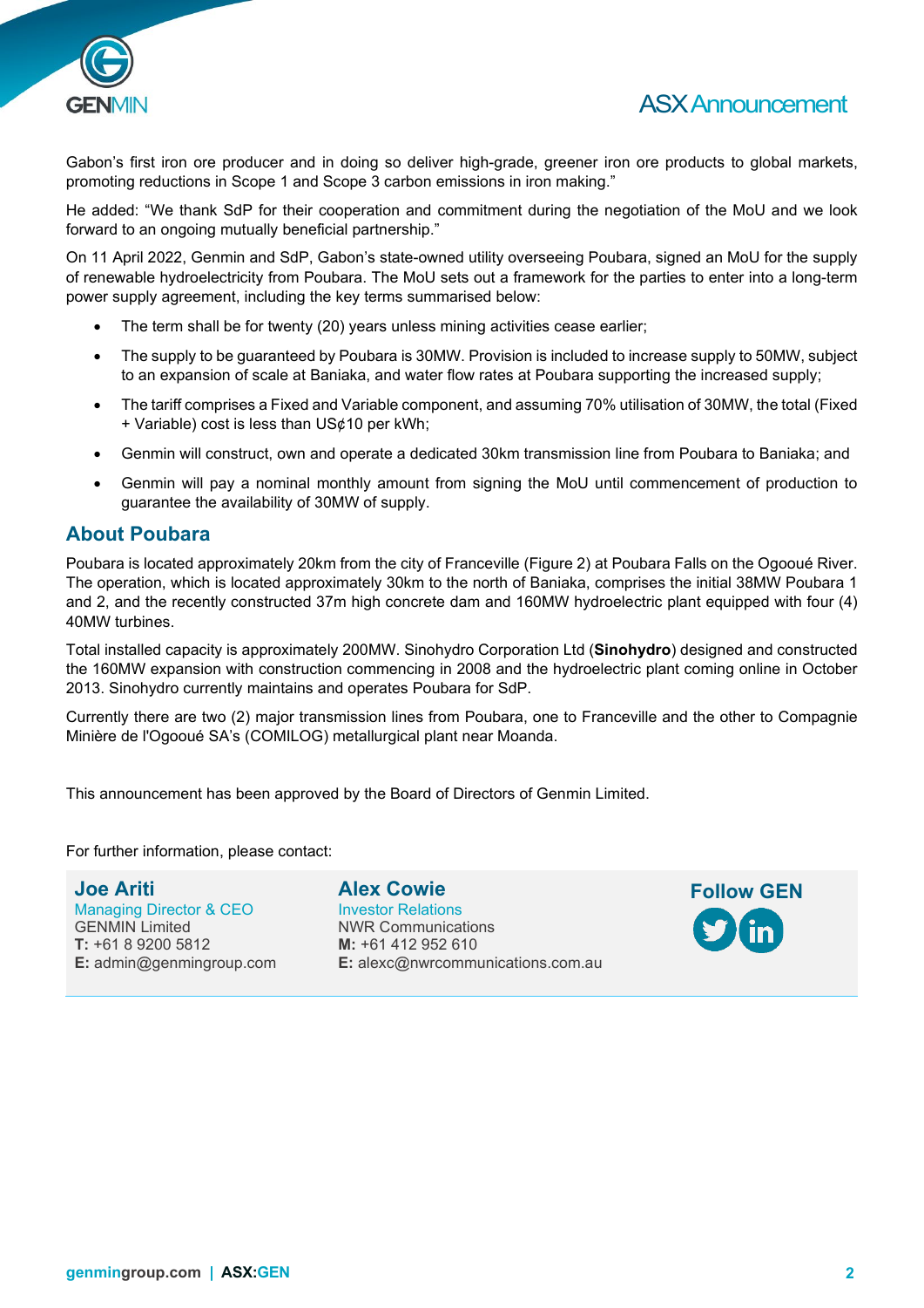Gabon's first iron ore producer and in doing so deliver high-grade, greener iron ore products to global markets, promoting reductions in Scope 1 and Scope 3 carbon emissions in iron making."

He added: "We thank SdP for their cooperation and commitment during the negotiation of the MoU and we look forward to an ongoing mutually beneficial partnership."

On 11 April 2022, Genmin and SdP, Gabon's state-owned utility overseeing Poubara, signed an MoU for the supply of renewable hydroelectricity from Poubara. The MoU sets out a framework for the parties to enter into a long-term power supply agreement, including the key terms summarised below:

- The term shall be for twenty (20) years unless mining activities cease earlier;
- The supply to be guaranteed by Poubara is 30MW. Provision is included to increase supply to 50MW, subject to an expansion of scale at Baniaka, and water flow rates at Poubara supporting the increased supply;
- The tariff comprises a Fixed and Variable component, and assuming 70% utilisation of 30MW, the total (Fixed + Variable) cost is less than US¢10 per kWh;
- Genmin will construct, own and operate a dedicated 30km transmission line from Poubara to Baniaka; and
- Genmin will pay a nominal monthly amount from signing the MoU until commencement of production to guarantee the availability of 30MW of supply.

## About Poubara

Poubara is located approximately 20km from the city of Franceville (Figure 2) at Poubara Falls on the Ogooué River. The operation, which is located approximately 30km to the north of Baniaka, comprises the initial 38MW Poubara 1 and 2, and the recently constructed 37m high concrete dam and 160MW hydroelectric plant equipped with four (4) 40MW turbines.

Total installed capacity is approximately 200MW. Sinohydro Corporation Ltd (**Sinohydro**) designed and constructed the 160MW expansion with construction commencing in 2008 and the hydroelectric plant coming online in October 2013. Sinohydro currently maintains and operates Poubara for SdP.

Currently there are two (2) major transmission lines from Poubara, one to Franceville and the other to Compagnie Minière de l'Ogooué SA's (COMILOG) metallurgical plant near Moanda.

This announcement has been approved by the Board of Directors of Genmin Limited.

For further information, please contact:

**Joe Ariti**
Managing Director & CEO
GENMIN Limited
**T:** +61 8 9200 5812
**E:** admin@genmingroup.com

**Alex Cowie**
Investor Relations
NWR Communications
**M:** +61 412 952 610
**E:** alexc@nwrcommunications.com.au

**Follow GEN**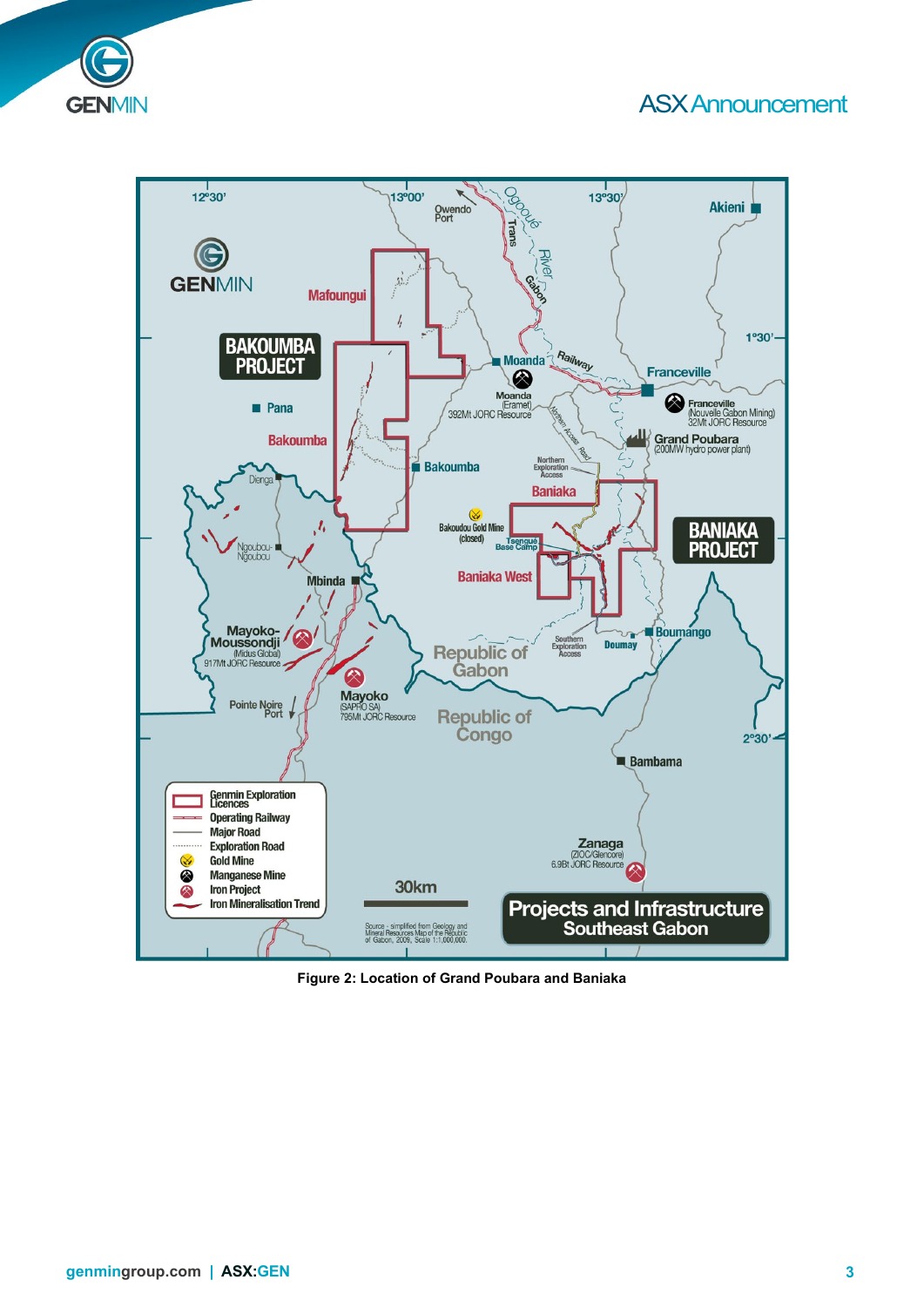Figure 2: Location of Grand Poubara and Baniaka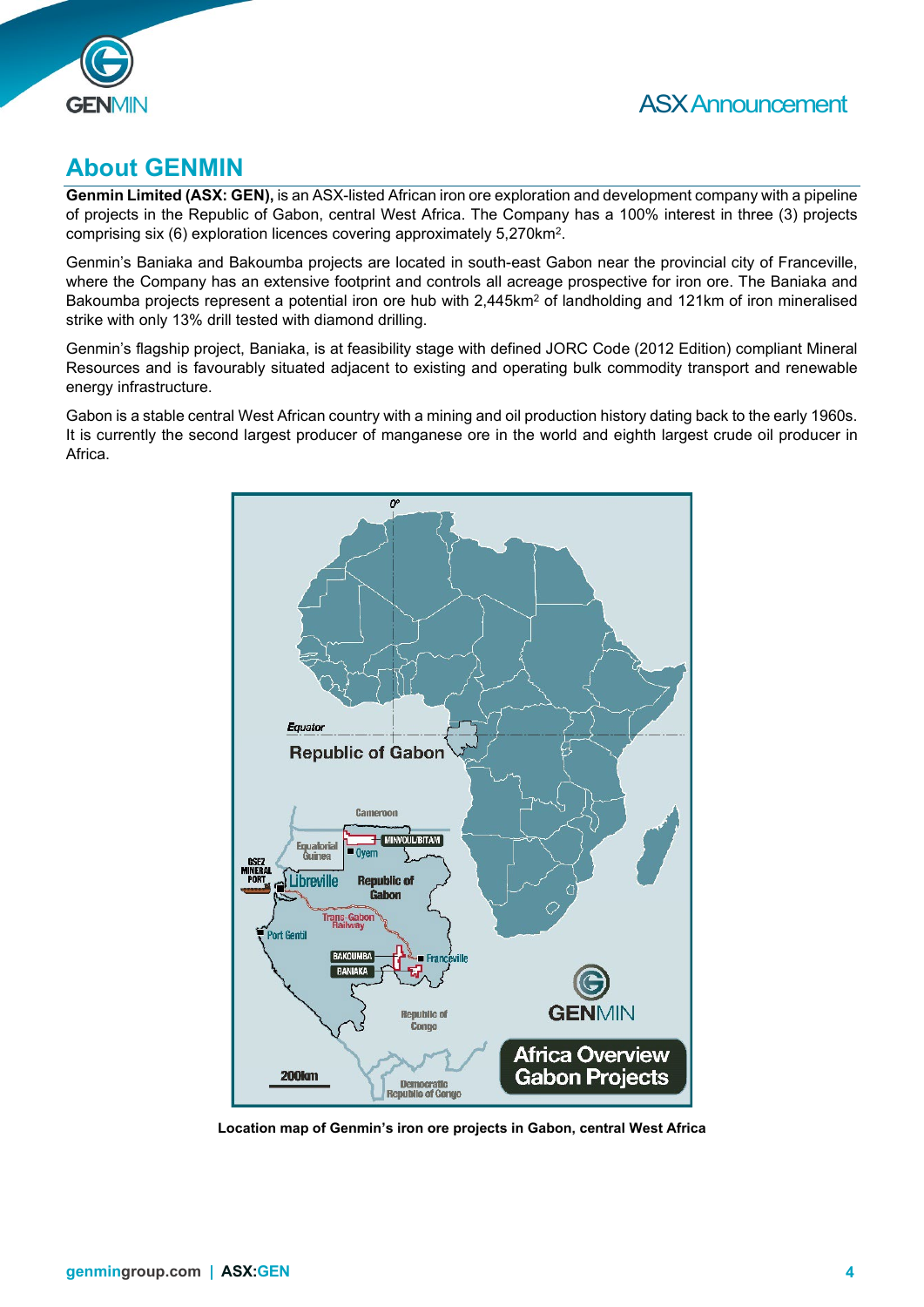## About GENMIN

**Genmin Limited (ASX: GEN),** is an ASX-listed African iron ore exploration and development company with a pipeline of projects in the Republic of Gabon, central West Africa. The Company has a 100% interest in three (3) projects comprising six (6) exploration licences covering approximately 5,270km$^2$.

Genmin's Baniaka and Bakoumba projects are located in south-east Gabon near the provincial city of Franceville, where the Company has an extensive footprint and controls all acreage prospective for iron ore. The Baniaka and Bakoumba projects represent a potential iron ore hub with 2,445km$^2$ of landholding and 121km of iron mineralised strike with only 13% drill tested with diamond drilling.

Genmin's flagship project, Baniaka, is at feasibility stage with defined JORC Code (2012 Edition) compliant Mineral Resources and is favourably situated adjacent to existing and operating bulk commodity transport and renewable energy infrastructure.

Gabon is a stable central West African country with a mining and oil production history dating back to the early 1960s. It is currently the second largest producer of manganese ore in the world and eighth largest crude oil producer in Africa.

0°
Equator
Republic of Gabon
Cameroon
MINVOUL/BITAM
Equatorial Guinea
Oyem
GSEZ MINERAL PORT
Libreville
Republic of Gabon
Trans-Gabon Railway
Port Gentil
BAKOUMBA
BANIAKA
Franceville
Republic of Congo
200km
Democratic Republic of Congo
GENMIN
Africa Overview
Gabon Projects

**Location map of Genmin's iron ore projects in Gabon, central West Africa**